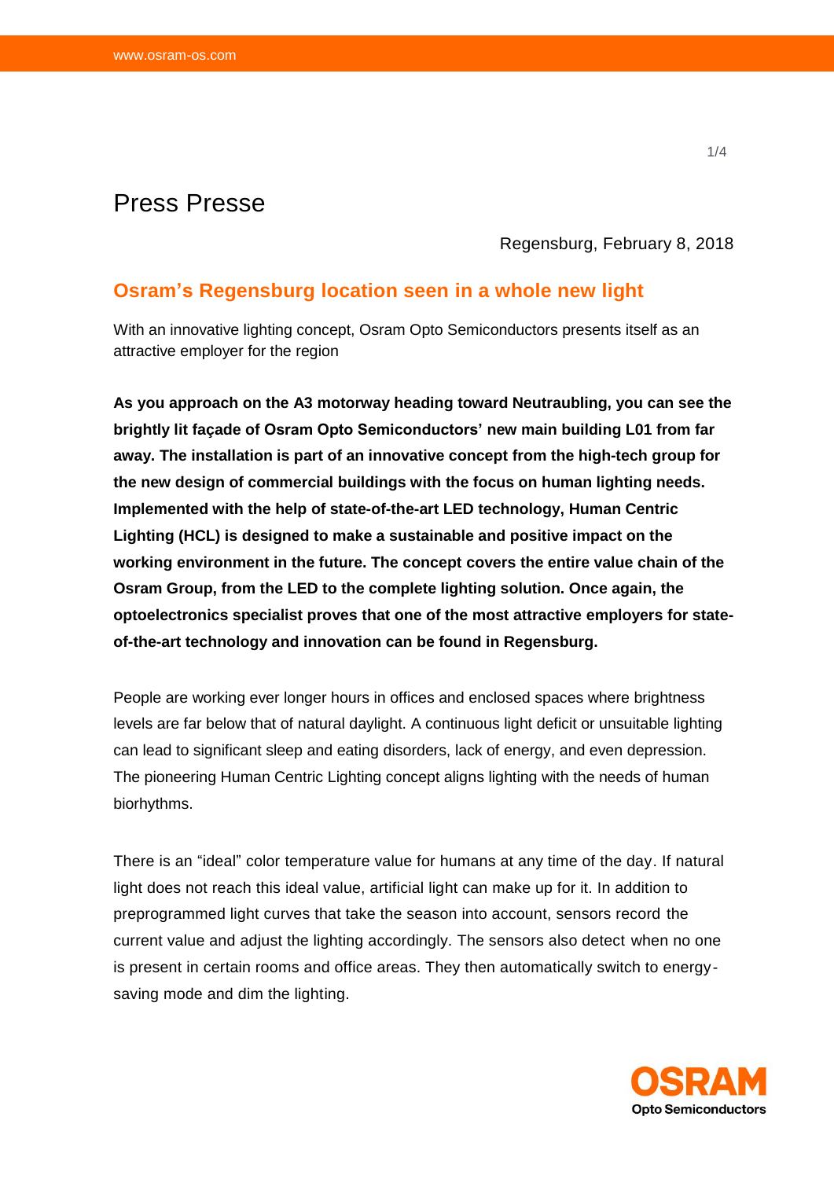Press Presse

Regensburg, February 8, 2018

## Osram's Regensburg location seen in a whole new light

With an innovative lighting concept, Osram Opto Semiconductors presents itself as an attractive employer for the region

**As you approach on the A3 motorway heading toward Neutraubling, you can see the brightly lit façade of Osram Opto Semiconductors' new main building L01 from far away. The installation is part of an innovative concept from the high-tech group for the new design of commercial buildings with the focus on human lighting needs. Implemented with the help of state-of-the-art LED technology, Human Centric Lighting (HCL) is designed to make a sustainable and positive impact on the working environment in the future. The concept covers the entire value chain of the Osram Group, from the LED to the complete lighting solution. Once again, the optoelectronics specialist proves that one of the most attractive employers for state-of-the-art technology and innovation can be found in Regensburg.**

People are working ever longer hours in offices and enclosed spaces where brightness levels are far below that of natural daylight. A continuous light deficit or unsuitable lighting can lead to significant sleep and eating disorders, lack of energy, and even depression. The pioneering Human Centric Lighting concept aligns lighting with the needs of human biorhythms.

There is an "ideal" color temperature value for humans at any time of the day. If natural light does not reach this ideal value, artificial light can make up for it. In addition to preprogrammed light curves that take the season into account, sensors record the current value and adjust the lighting accordingly. The sensors also detect when no one is present in certain rooms and office areas. They then automatically switch to energy-saving mode and dim the lighting.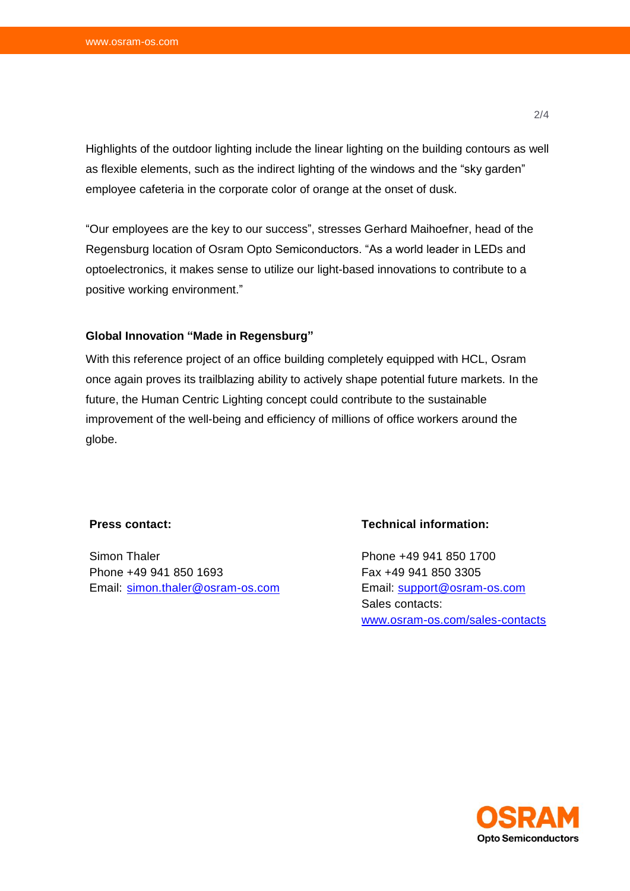Highlights of the outdoor lighting include the linear lighting on the building contours as well as flexible elements, such as the indirect lighting of the windows and the “sky garden” employee cafeteria in the corporate color of orange at the onset of dusk.

“Our employees are the key to our success”, stresses Gerhard Maihoefner, head of the Regensburg location of Osram Opto Semiconductors. “As a world leader in LEDs and optoelectronics, it makes sense to utilize our light-based innovations to contribute to a positive working environment.”

**Global Innovation “Made in Regensburg”**

With this reference project of an office building completely equipped with HCL, Osram once again proves its trailblazing ability to actively shape potential future markets. In the future, the Human Centric Lighting concept could contribute to the sustainable improvement of the well-being and efficiency of millions of office workers around the globe.

**Press contact:**

Simon Thaler
Phone +49 941 850 1693
Email: simon.thaler@osram-os.com

**Technical information:**

Phone +49 941 850 1700
Fax +49 941 850 3305
Email: support@osram-os.com
Sales contacts:
www.osram-os.com/sales-contacts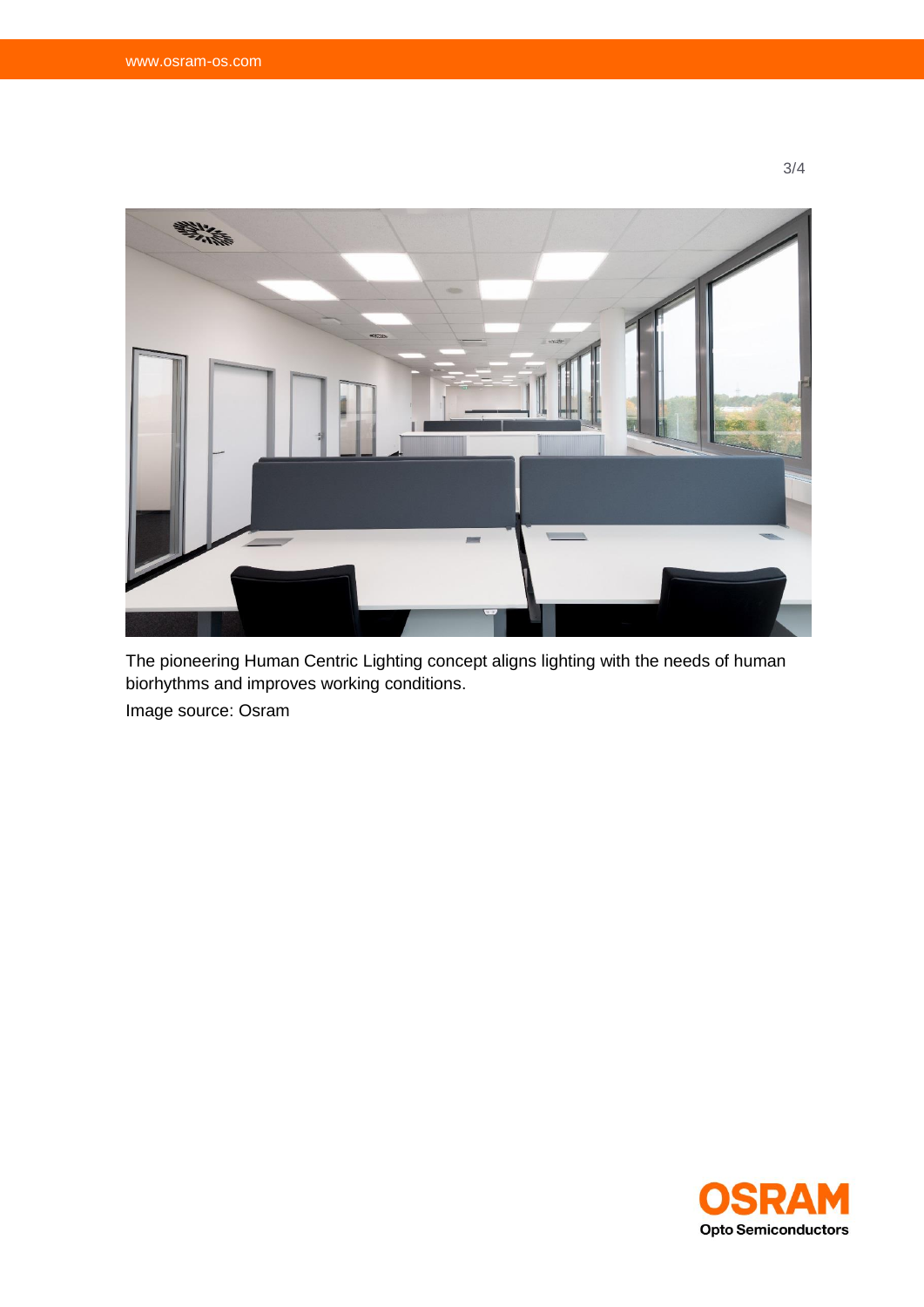The pioneering Human Centric Lighting concept aligns lighting with the needs of human biorhythms and improves working conditions.

Image source: Osram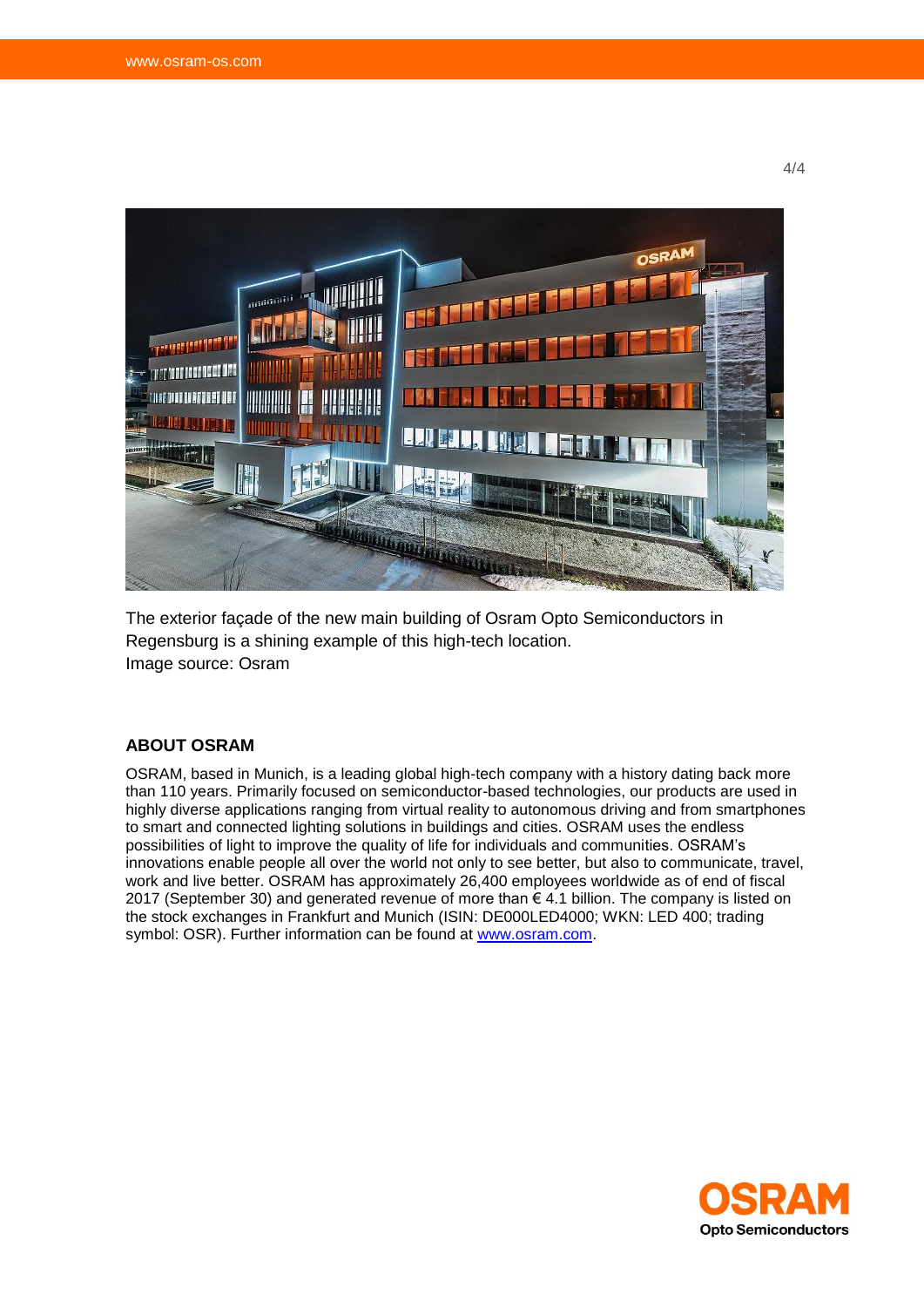The exterior façade of the new main building of Osram Opto Semiconductors in Regensburg is a shining example of this high-tech location.
Image source: Osram

## ABOUT OSRAM

OSRAM, based in Munich, is a leading global high-tech company with a history dating back more than 110 years. Primarily focused on semiconductor-based technologies, our products are used in highly diverse applications ranging from virtual reality to autonomous driving and from smartphones to smart and connected lighting solutions in buildings and cities. OSRAM uses the endless possibilities of light to improve the quality of life for individuals and communities. OSRAM's innovations enable people all over the world not only to see better, but also to communicate, travel, work and live better. OSRAM has approximately 26,400 employees worldwide as of end of fiscal 2017 (September 30) and generated revenue of more than € 4.1 billion. The company is listed on the stock exchanges in Frankfurt and Munich (ISIN: DE000LED4000; WKN: LED 400; trading symbol: OSR). Further information can be found at www.osram.com.